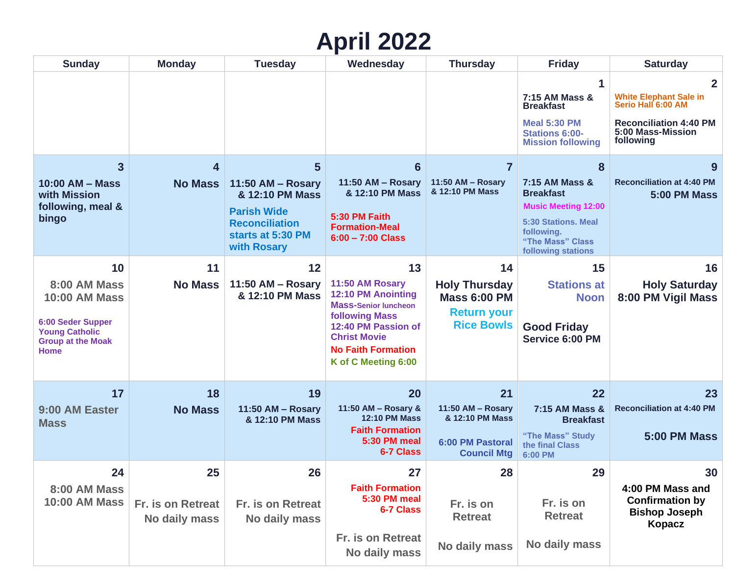# April 2022

| Sunday | Monday | Tuesday | Wednesday | Thursday | Friday | Saturday |
|---|---|---|---|---|---|---|
| | | | | | **1** 7:15 AM Mass & Breakfast<br>Meal 5:30 PM Stations 6:00- Mission following | **2** White Elephant Sale in Serio Hall 6:00 AM<br>Reconciliation 4:40 PM 5:00 Mass-Mission following |
| **3** 10:00 AM – Mass with Mission following, meal & bingo | **4** No Mass | **5** 11:50 AM – Rosary & 12:10 PM Mass<br>Parish Wide Reconciliation starts at 5:30 PM with Rosary | **6** 11:50 AM – Rosary & 12:10 PM Mass<br>5:30 PM Faith Formation-Meal 6:00 – 7:00 Class | **7** 11:50 AM – Rosary & 12:10 PM Mass | **8** 7:15 AM Mass & Breakfast<br>Music Meeting 12:00<br>5:30 Stations. Meal following. "The Mass" Class following stations | **9** Reconciliation at 4:40 PM<br>5:00 PM Mass |
| **10** 8:00 AM Mass<br>10:00 AM Mass<br>6:00 Seder Supper Young Catholic Group at the Moak Home | **11** No Mass | **12** 11:50 AM – Rosary & 12:10 PM Mass | **13** 11:50 AM Rosary<br>12:10 PM Anointing Mass-Senior luncheon following Mass<br>12:40 PM Passion of Christ Movie<br>No Faith Formation<br>K of C Meeting 6:00 | **14** Holy Thursday Mass 6:00 PM<br>Return your Rice Bowls | **15** Stations at Noon<br>Good Friday Service 6:00 PM | **16** Holy Saturday 8:00 PM Vigil Mass |
| **17** 9:00 AM Easter Mass | **18** No Mass | **19** 11:50 AM – Rosary & 12:10 PM Mass | **20** 11:50 AM – Rosary & 12:10 PM Mass<br>Faith Formation 5:30 PM meal 6-7 Class | **21** 11:50 AM – Rosary & 12:10 PM Mass<br>6:00 PM Pastoral Council Mtg | **22** 7:15 AM Mass & Breakfast<br>"The Mass" Study the final Class 6:00 PM | **23** Reconciliation at 4:40 PM<br>5:00 PM Mass |
| **24** 8:00 AM Mass<br>10:00 AM Mass | **25** Fr. is on Retreat<br>No daily mass | **26** Fr. is on Retreat<br>No daily mass | **27** Faith Formation 5:30 PM meal 6-7 Class<br>Fr. is on Retreat<br>No daily mass | **28** Fr. is on Retreat<br>No daily mass | **29** Fr. is on Retreat<br>No daily mass | **30** 4:00 PM Mass and Confirmation by Bishop Joseph Kopacz |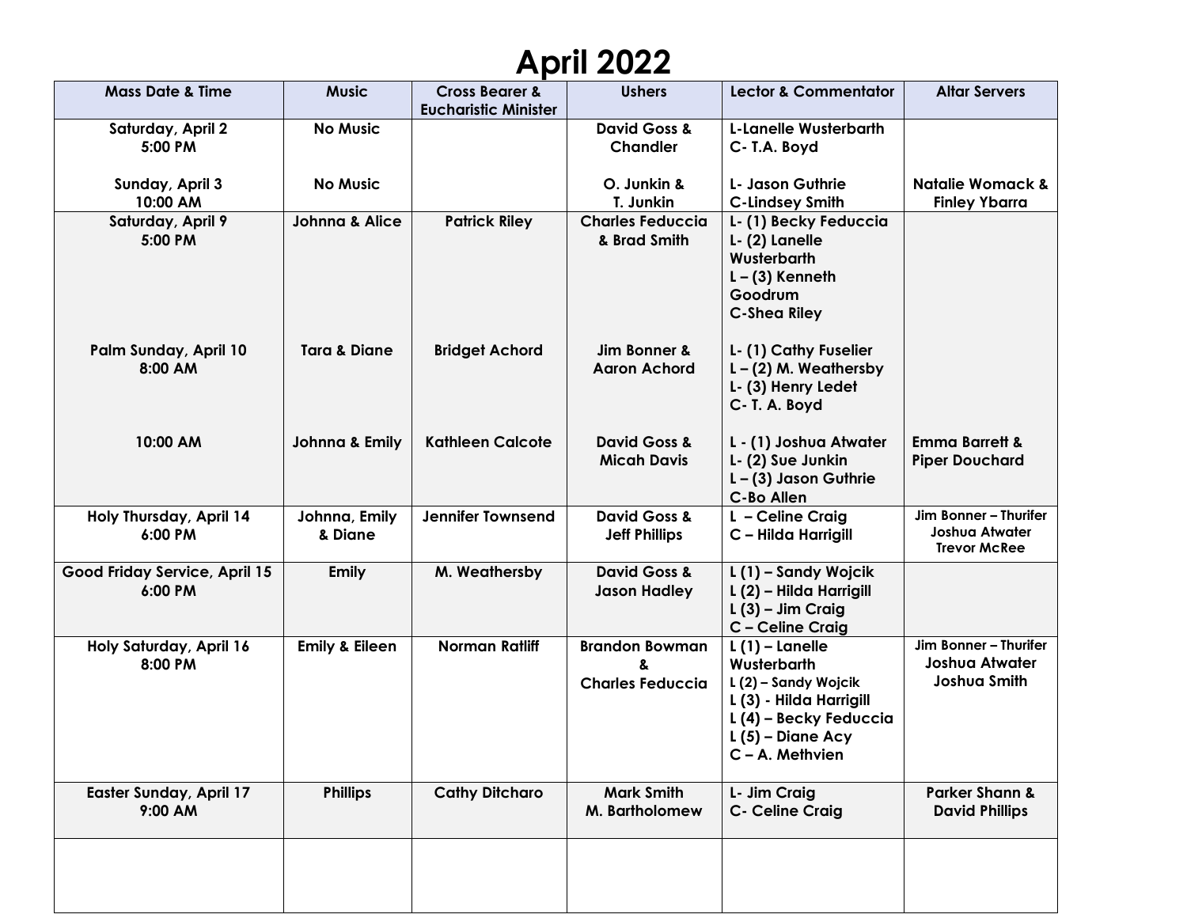# April 2022

| Mass Date & Time | Music | Cross Bearer & Eucharistic Minister | Ushers | Lector & Commentator | Altar Servers |
|---|---|---|---|---|---|
| **Saturday, April 2 5:00 PM** | **No Music** | | **David Goss & Chandler** | **L-Lanelle Wusterbarth C- T.A. Boyd** | |
| **Sunday, April 3 10:00 AM** | **No Music** | | **O. Junkin & T. Junkin** | **L- Jason Guthrie C-Lindsey Smith** | **Natalie Womack & Finley Ybarra** |
| **Saturday, April 9 5:00 PM** | **Johnna & Alice** | **Patrick Riley** | **Charles Feduccia & Brad Smith** | **L- (1) Becky Feduccia L- (2) Lanelle Wusterbarth L – (3) Kenneth Goodrum C-Shea Riley** | |
| **Palm Sunday, April 10 8:00 AM** | **Tara & Diane** | **Bridget Achord** | **Jim Bonner & Aaron Achord** | **L- (1) Cathy Fuselier L – (2) M. Weathersby L- (3) Henry Ledet C- T. A. Boyd** | |
| **10:00 AM** | **Johnna & Emily** | **Kathleen Calcote** | **David Goss & Micah Davis** | **L - (1) Joshua Atwater L- (2) Sue Junkin L – (3) Jason Guthrie C-Bo Allen** | **Emma Barrett & Piper Douchard** |
| **Holy Thursday, April 14 6:00 PM** | **Johnna, Emily & Diane** | **Jennifer Townsend** | **David Goss & Jeff Phillips** | **L – Celine Craig C – Hilda Harrigill** | **Jim Bonner – Thurifer Joshua Atwater Trevor McRee** |
| **Good Friday Service, April 15 6:00 PM** | **Emily** | **M. Weathersby** | **David Goss & Jason Hadley** | **L (1) – Sandy Wojcik L (2) – Hilda Harrigill L (3) – Jim Craig C – Celine Craig** | |
| **Holy Saturday, April 16 8:00 PM** | **Emily & Eileen** | **Norman Ratliff** | **Brandon Bowman & Charles Feduccia** | **L (1) – Lanelle Wusterbarth L (2) – Sandy Wojcik L (3) - Hilda Harrigill L (4) – Becky Feduccia L (5) – Diane Acy C – A. Methvien** | **Jim Bonner – Thurifer Joshua Atwater Joshua Smith** |
| **Easter Sunday, April 17 9:00 AM** | **Phillips** | **Cathy Ditcharo** | **Mark Smith M. Bartholomew** | **L- Jim Craig C- Celine Craig** | **Parker Shann & David Phillips** |
| | | | | | |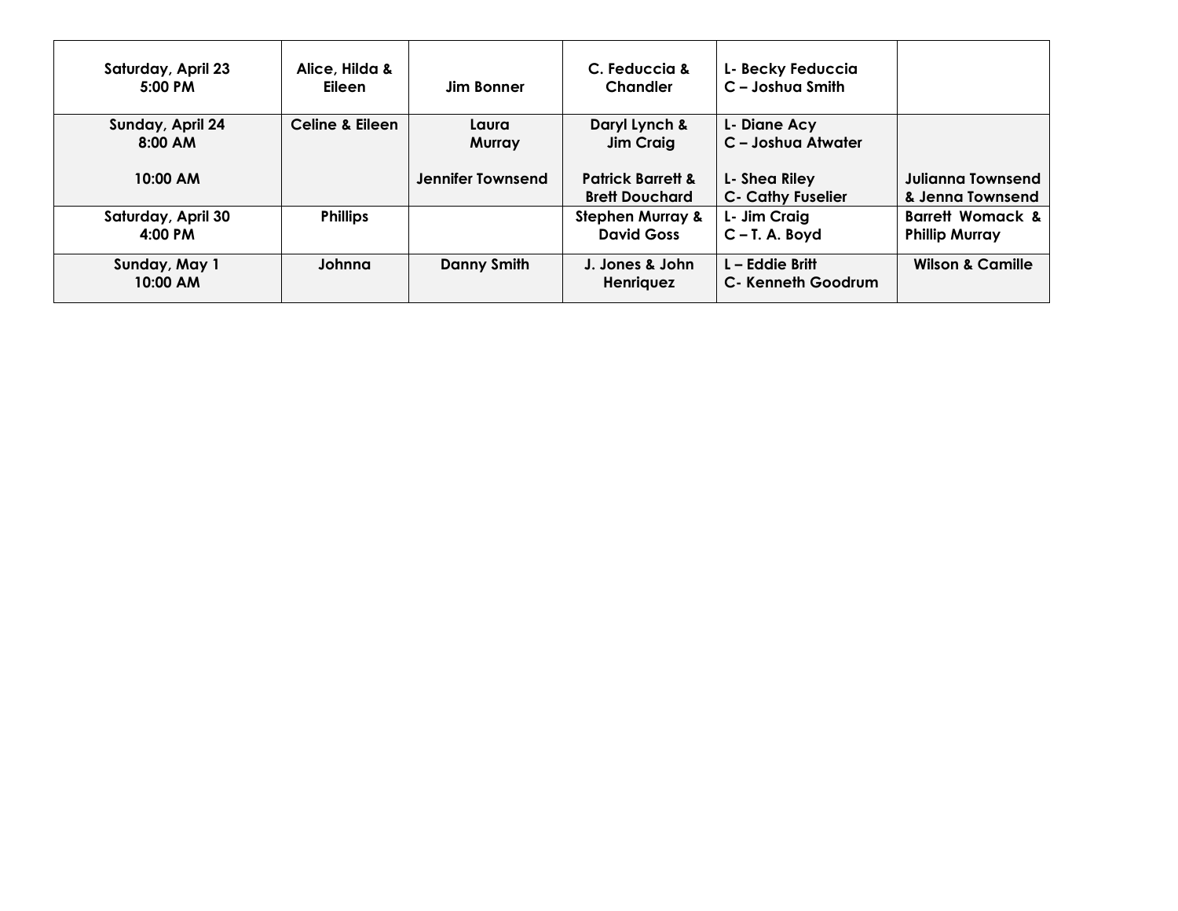| | | | | | |
|---|---|---|---|---|---|
| **Saturday, April 23 5:00 PM** | **Alice, Hilda & Eileen** | **Jim Bonner** | **C. Feduccia & Chandler** | **L- Becky Feduccia C – Joshua Smith** | |
| **Sunday, April 24 8:00 AM** | **Celine & Eileen** | **Laura Murray** | **Daryl Lynch & Jim Craig** | **L- Diane Acy C – Joshua Atwater** | |
| **10:00 AM** | | **Jennifer Townsend** | **Patrick Barrett & Brett Douchard** | **L- Shea Riley C- Cathy Fuselier** | **Julianna Townsend & Jenna Townsend** |
| **Saturday, April 30 4:00 PM** | **Phillips** | | **Stephen Murray & David Goss** | **L- Jim Craig C – T. A. Boyd** | **Barrett Womack & Phillip Murray** |
| **Sunday, May 1 10:00 AM** | **Johnna** | **Danny Smith** | **J. Jones & John Henriquez** | **L – Eddie Britt C- Kenneth Goodrum** | **Wilson & Camille** |